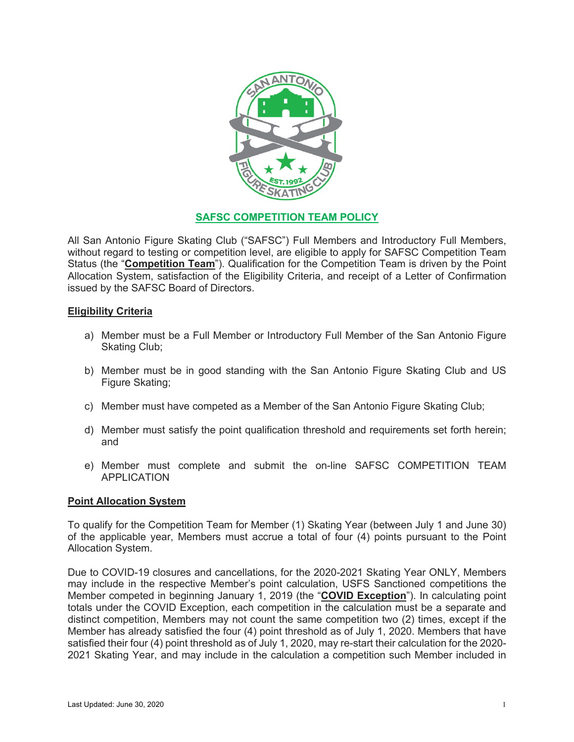# SAFSC COMPETITION TEAM POLICY

All San Antonio Figure Skating Club ("SAFSC") Full Members and Introductory Full Members, without regard to testing or competition level, are eligible to apply for SAFSC Competition Team Status (the "**Competition Team**"). Qualification for the Competition Team is driven by the Point Allocation System, satisfaction of the Eligibility Criteria, and receipt of a Letter of Confirmation issued by the SAFSC Board of Directors.

## Eligibility Criteria

a) Member must be a Full Member or Introductory Full Member of the San Antonio Figure Skating Club;

b) Member must be in good standing with the San Antonio Figure Skating Club and US Figure Skating;

c) Member must have competed as a Member of the San Antonio Figure Skating Club;

d) Member must satisfy the point qualification threshold and requirements set forth herein; and

e) Member must complete and submit the on-line SAFSC COMPETITION TEAM APPLICATION

## Point Allocation System

To qualify for the Competition Team for Member (1) Skating Year (between July 1 and June 30) of the applicable year, Members must accrue a total of four (4) points pursuant to the Point Allocation System.

Due to COVID-19 closures and cancellations, for the 2020-2021 Skating Year ONLY, Members may include in the respective Member's point calculation, USFS Sanctioned competitions the Member competed in beginning January 1, 2019 (the "**COVID Exception**"). In calculating point totals under the COVID Exception, each competition in the calculation must be a separate and distinct competition, Members may not count the same competition two (2) times, except if the Member has already satisfied the four (4) point threshold as of July 1, 2020. Members that have satisfied their four (4) point threshold as of July 1, 2020, may re-start their calculation for the 2020-2021 Skating Year, and may include in the calculation a competition such Member included in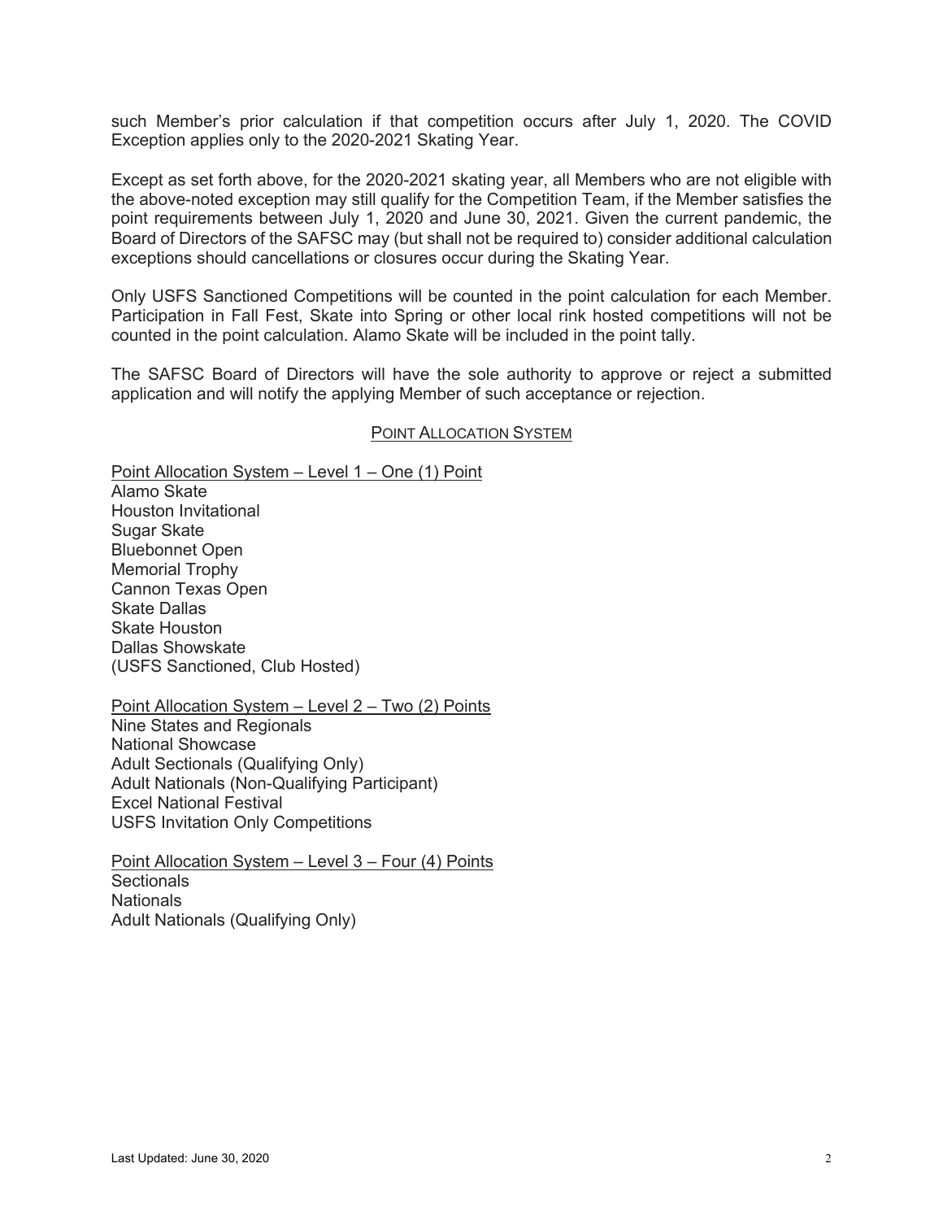such Member's prior calculation if that competition occurs after July 1, 2020. The COVID Exception applies only to the 2020-2021 Skating Year.

Except as set forth above, for the 2020-2021 skating year, all Members who are not eligible with the above-noted exception may still qualify for the Competition Team, if the Member satisfies the point requirements between July 1, 2020 and June 30, 2021. Given the current pandemic, the Board of Directors of the SAFSC may (but shall not be required to) consider additional calculation exceptions should cancellations or closures occur during the Skating Year.

Only USFS Sanctioned Competitions will be counted in the point calculation for each Member. Participation in Fall Fest, Skate into Spring or other local rink hosted competitions will not be counted in the point calculation. Alamo Skate will be included in the point tally.

The SAFSC Board of Directors will have the sole authority to approve or reject a submitted application and will notify the applying Member of such acceptance or rejection.

## POINT ALLOCATION SYSTEM

Point Allocation System – Level 1 – One (1) Point

Alamo Skate
Houston Invitational
Sugar Skate
Bluebonnet Open
Memorial Trophy
Cannon Texas Open
Skate Dallas
Skate Houston
Dallas Showskate
(USFS Sanctioned, Club Hosted)

Point Allocation System – Level 2 – Two (2) Points

Nine States and Regionals
National Showcase
Adult Sectionals (Qualifying Only)
Adult Nationals (Non-Qualifying Participant)
Excel National Festival
USFS Invitation Only Competitions

Point Allocation System – Level 3 – Four (4) Points

Sectionals
Nationals
Adult Nationals (Qualifying Only)